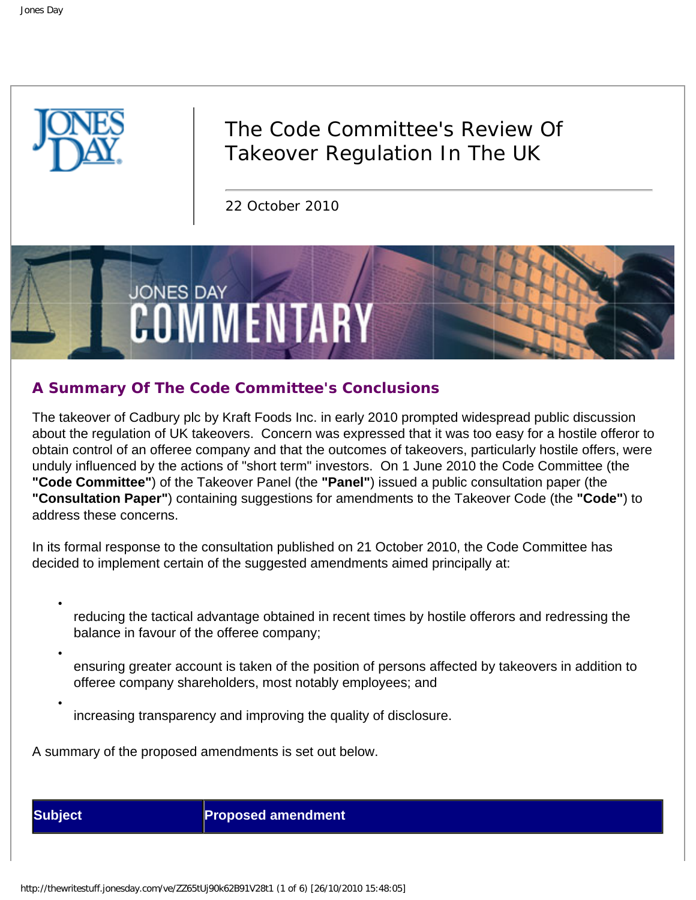# The Code Committee's Review Of Takeover Regulation In The UK

22 October 2010

## A Summary Of The Code Committee's Conclusions

The takeover of Cadbury plc by Kraft Foods Inc. in early 2010 prompted widespread public discussion about the regulation of UK takeovers. Concern was expressed that it was too easy for a hostile offeror to obtain control of an offeree company and that the outcomes of takeovers, particularly hostile offers, were unduly influenced by the actions of "short term" investors. On 1 June 2010 the Code Committee (the **"Code Committee"**) of the Takeover Panel (the **"Panel"**) issued a public consultation paper (the **"Consultation Paper"**) containing suggestions for amendments to the Takeover Code (the **"Code"**) to address these concerns.

In its formal response to the consultation published on 21 October 2010, the Code Committee has decided to implement certain of the suggested amendments aimed principally at:

- reducing the tactical advantage obtained in recent times by hostile offerors and redressing the balance in favour of the offeree company;
- ensuring greater account is taken of the position of persons affected by takeovers in addition to offeree company shareholders, most notably employees; and
- increasing transparency and improving the quality of disclosure.

A summary of the proposed amendments is set out below.

| Subject | Proposed amendment |
| --- | --- |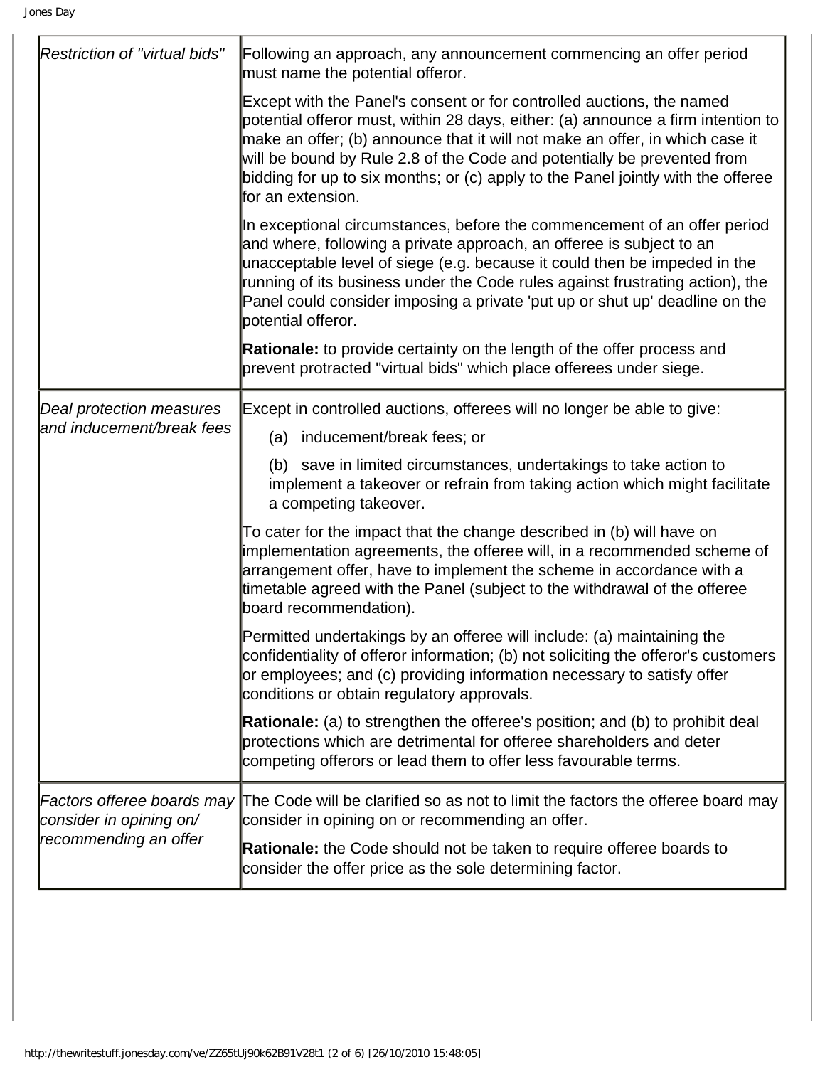| | |
|---|---|
| *Restriction of "virtual bids"* | Following an approach, any announcement commencing an offer period must name the potential offeror.<br><br>Except with the Panel's consent or for controlled auctions, the named potential offeror must, within 28 days, either: (a) announce a firm intention to make an offer; (b) announce that it will not make an offer, in which case it will be bound by Rule 2.8 of the Code and potentially be prevented from bidding for up to six months; or (c) apply to the Panel jointly with the offeree for an extension.<br><br>In exceptional circumstances, before the commencement of an offer period and where, following a private approach, an offeree is subject to an unacceptable level of siege (e.g. because it could then be impeded in the running of its business under the Code rules against frustrating action), the Panel could consider imposing a private 'put up or shut up' deadline on the potential offeror.<br><br>**Rationale:** to provide certainty on the length of the offer process and prevent protracted "virtual bids" which place offerees under siege. |
| *Deal protection measures and inducement/break fees* | Except in controlled auctions, offerees will no longer be able to give:<br><br>(a) inducement/break fees; or<br><br>(b) save in limited circumstances, undertakings to take action to implement a takeover or refrain from taking action which might facilitate a competing takeover.<br><br>To cater for the impact that the change described in (b) will have on implementation agreements, the offeree will, in a recommended scheme of arrangement offer, have to implement the scheme in accordance with a timetable agreed with the Panel (subject to the withdrawal of the offeree board recommendation).<br><br>Permitted undertakings by an offeree will include: (a) maintaining the confidentiality of offeror information; (b) not soliciting the offeror's customers or employees; and (c) providing information necessary to satisfy offer conditions or obtain regulatory approvals.<br><br>**Rationale:** (a) to strengthen the offeree's position; and (b) to prohibit deal protections which are detrimental for offeree shareholders and deter competing offerors or lead them to offer less favourable terms. |
| *Factors offeree boards may consider in opining on/ recommending an offer* | The Code will be clarified so as not to limit the factors the offeree board may consider in opining on or recommending an offer.<br><br>**Rationale:** the Code should not be taken to require offeree boards to consider the offer price as the sole determining factor. |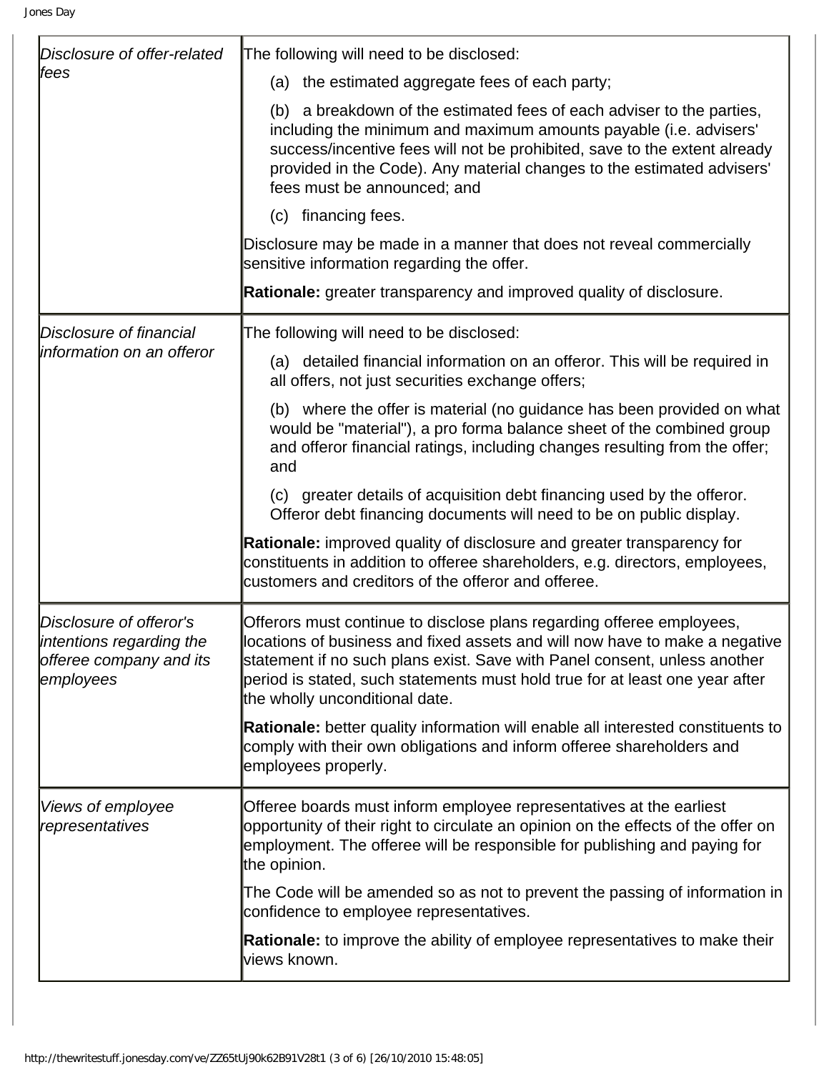| | |
|---|---|
| *Disclosure of offer-related fees* | The following will need to be disclosed:<br><br>(a) the estimated aggregate fees of each party;<br><br>(b) a breakdown of the estimated fees of each adviser to the parties, including the minimum and maximum amounts payable (i.e. advisers' success/incentive fees will not be prohibited, save to the extent already provided in the Code). Any material changes to the estimated advisers' fees must be announced; and<br><br>(c) financing fees.<br><br>Disclosure may be made in a manner that does not reveal commercially sensitive information regarding the offer.<br><br>**Rationale:** greater transparency and improved quality of disclosure. |
| *Disclosure of financial information on an offeror* | The following will need to be disclosed:<br><br>(a) detailed financial information on an offeror. This will be required in all offers, not just securities exchange offers;<br><br>(b) where the offer is material (no guidance has been provided on what would be "material"), a pro forma balance sheet of the combined group and offeror financial ratings, including changes resulting from the offer; and<br><br>(c) greater details of acquisition debt financing used by the offeror. Offeror debt financing documents will need to be on public display.<br><br>**Rationale:** improved quality of disclosure and greater transparency for constituents in addition to offeree shareholders, e.g. directors, employees, customers and creditors of the offeror and offeree. |
| *Disclosure of offeror's intentions regarding the offeree company and its employees* | Offerors must continue to disclose plans regarding offeree employees, locations of business and fixed assets and will now have to make a negative statement if no such plans exist. Save with Panel consent, unless another period is stated, such statements must hold true for at least one year after the wholly unconditional date.<br><br>**Rationale:** better quality information will enable all interested constituents to comply with their own obligations and inform offeree shareholders and employees properly. |
| *Views of employee representatives* | Offeree boards must inform employee representatives at the earliest opportunity of their right to circulate an opinion on the effects of the offer on employment. The offeree will be responsible for publishing and paying for the opinion.<br><br>The Code will be amended so as not to prevent the passing of information in confidence to employee representatives.<br><br>**Rationale:** to improve the ability of employee representatives to make their views known. |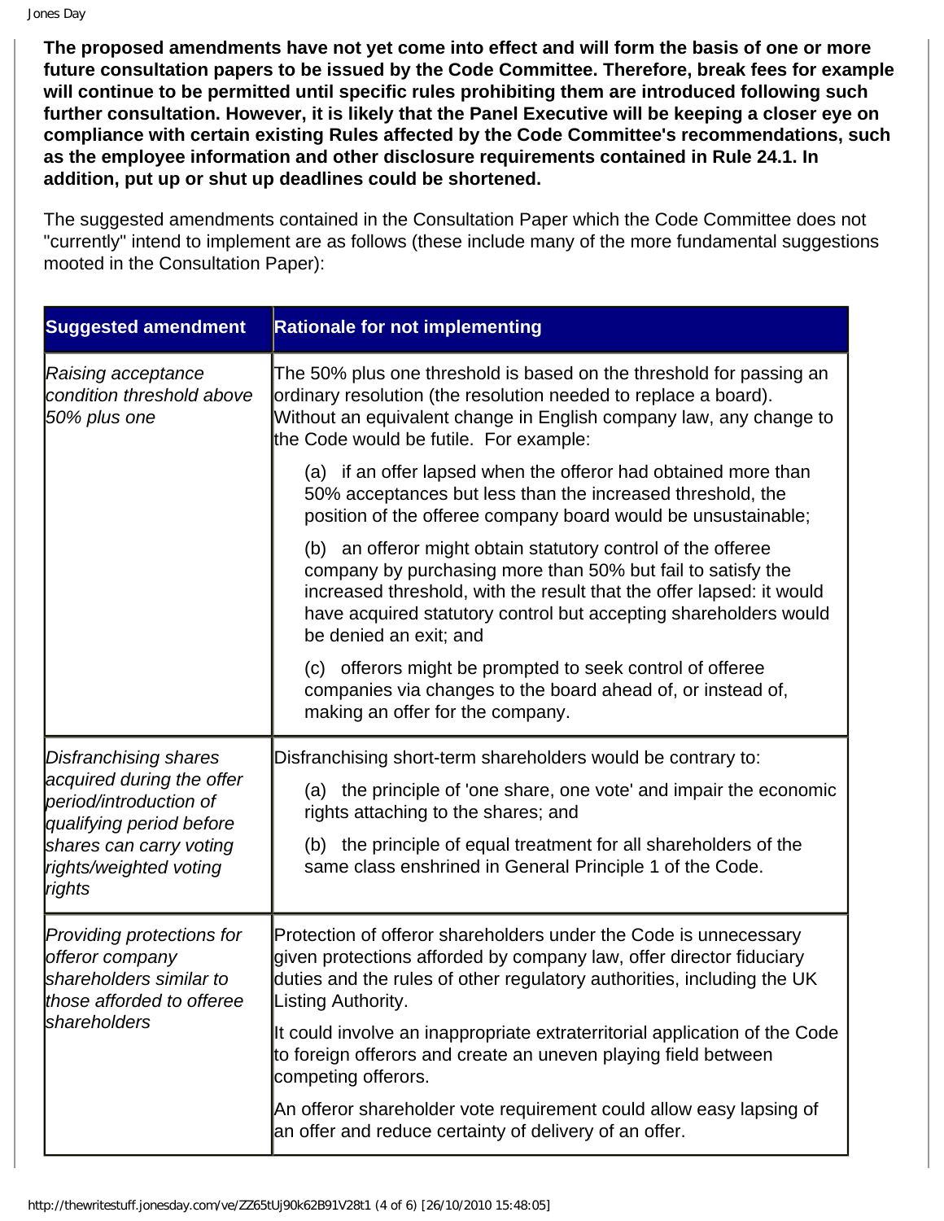**The proposed amendments have not yet come into effect and will form the basis of one or more future consultation papers to be issued by the Code Committee. Therefore, break fees for example will continue to be permitted until specific rules prohibiting them are introduced following such further consultation. However, it is likely that the Panel Executive will be keeping a closer eye on compliance with certain existing Rules affected by the Code Committee's recommendations, such as the employee information and other disclosure requirements contained in Rule 24.1. In addition, put up or shut up deadlines could be shortened.**

The suggested amendments contained in the Consultation Paper which the Code Committee does not "currently" intend to implement are as follows (these include many of the more fundamental suggestions mooted in the Consultation Paper):

| Suggested amendment | Rationale for not implementing |
| --- | --- |
| *Raising acceptance condition threshold above 50% plus one* | The 50% plus one threshold is based on the threshold for passing an ordinary resolution (the resolution needed to replace a board). Without an equivalent change in English company law, any change to the Code would be futile. For example:<br><br>(a) if an offer lapsed when the offeror had obtained more than 50% acceptances but less than the increased threshold, the position of the offeree company board would be unsustainable;<br><br>(b) an offeror might obtain statutory control of the offeree company by purchasing more than 50% but fail to satisfy the increased threshold, with the result that the offer lapsed: it would have acquired statutory control but accepting shareholders would be denied an exit; and<br><br>(c) offerors might be prompted to seek control of offeree companies via changes to the board ahead of, or instead of, making an offer for the company. |
| *Disfranchising shares acquired during the offer period/introduction of qualifying period before shares can carry voting rights/weighted voting rights* | Disfranchising short-term shareholders would be contrary to:<br><br>(a) the principle of 'one share, one vote' and impair the economic rights attaching to the shares; and<br><br>(b) the principle of equal treatment for all shareholders of the same class enshrined in General Principle 1 of the Code. |
| *Providing protections for offeror company shareholders similar to those afforded to offeree shareholders* | Protection of offeror shareholders under the Code is unnecessary given protections afforded by company law, offer director fiduciary duties and the rules of other regulatory authorities, including the UK Listing Authority.<br><br>It could involve an inappropriate extraterritorial application of the Code to foreign offerors and create an uneven playing field between competing offerors.<br><br>An offeror shareholder vote requirement could allow easy lapsing of an offer and reduce certainty of delivery of an offer. |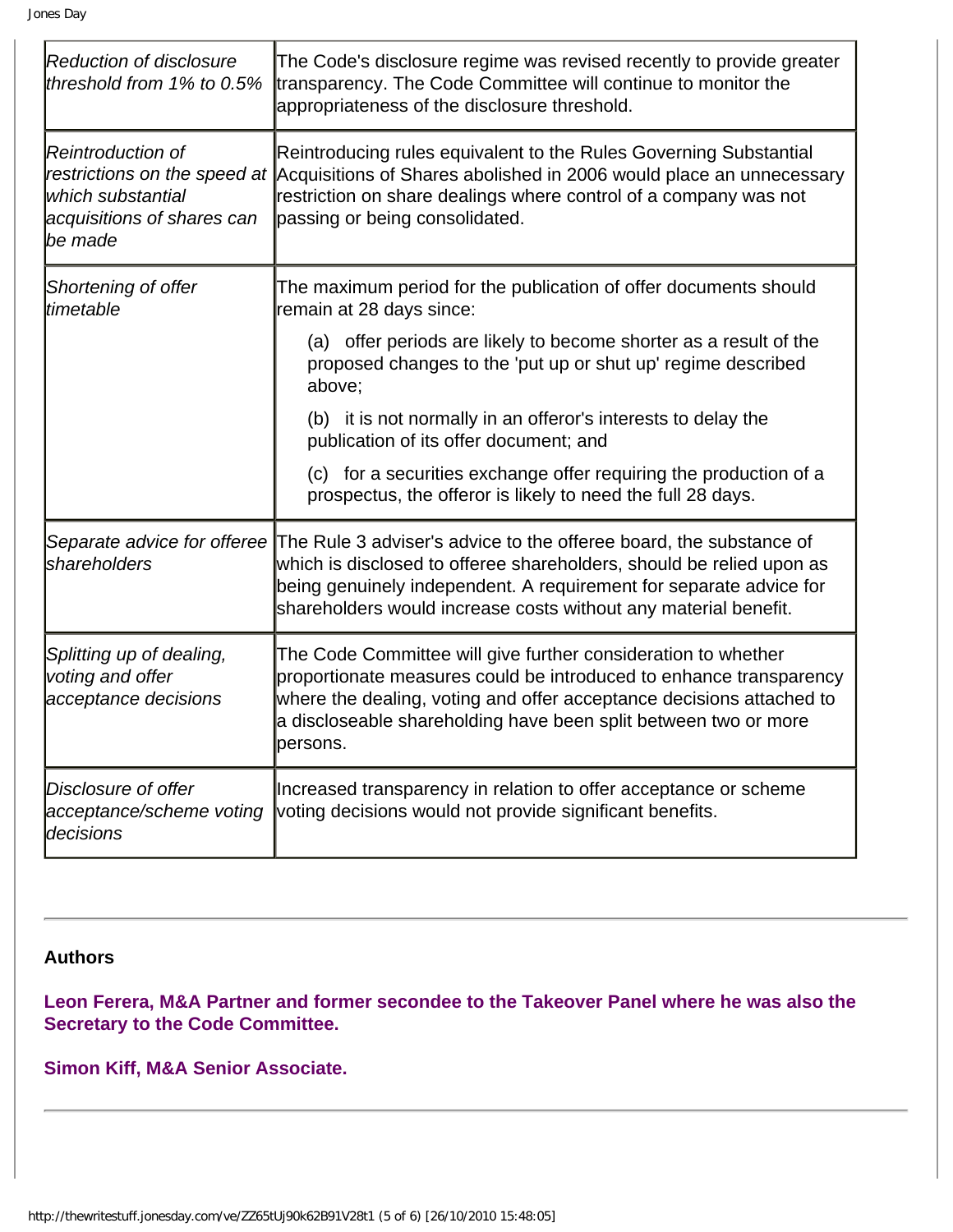| | |
|---|---|
| *Reduction of disclosure threshold from 1% to 0.5%* | The Code's disclosure regime was revised recently to provide greater transparency. The Code Committee will continue to monitor the appropriateness of the disclosure threshold. |
| *Reintroduction of restrictions on the speed at which substantial acquisitions of shares can be made* | Reintroducing rules equivalent to the Rules Governing Substantial Acquisitions of Shares abolished in 2006 would place an unnecessary restriction on share dealings where control of a company was not passing or being consolidated. |
| *Shortening of offer timetable* | The maximum period for the publication of offer documents should remain at 28 days since: (a) offer periods are likely to become shorter as a result of the proposed changes to the 'put up or shut up' regime described above; (b) it is not normally in an offeror's interests to delay the publication of its offer document; and (c) for a securities exchange offer requiring the production of a prospectus, the offeror is likely to need the full 28 days. |
| *Separate advice for offeree shareholders* | The Rule 3 adviser's advice to the offeree board, the substance of which is disclosed to offeree shareholders, should be relied upon as being genuinely independent. A requirement for separate advice for shareholders would increase costs without any material benefit. |
| *Splitting up of dealing, voting and offer acceptance decisions* | The Code Committee will give further consideration to whether proportionate measures could be introduced to enhance transparency where the dealing, voting and offer acceptance decisions attached to a discloseable shareholding have been split between two or more persons. |
| *Disclosure of offer acceptance/scheme voting decisions* | Increased transparency in relation to offer acceptance or scheme voting decisions would not provide significant benefits. |

---

**Authors**

**Leon Ferera, M&A Partner and former secondee to the Takeover Panel where he was also the Secretary to the Code Committee.**

**Simon Kiff, M&A Senior Associate.**

---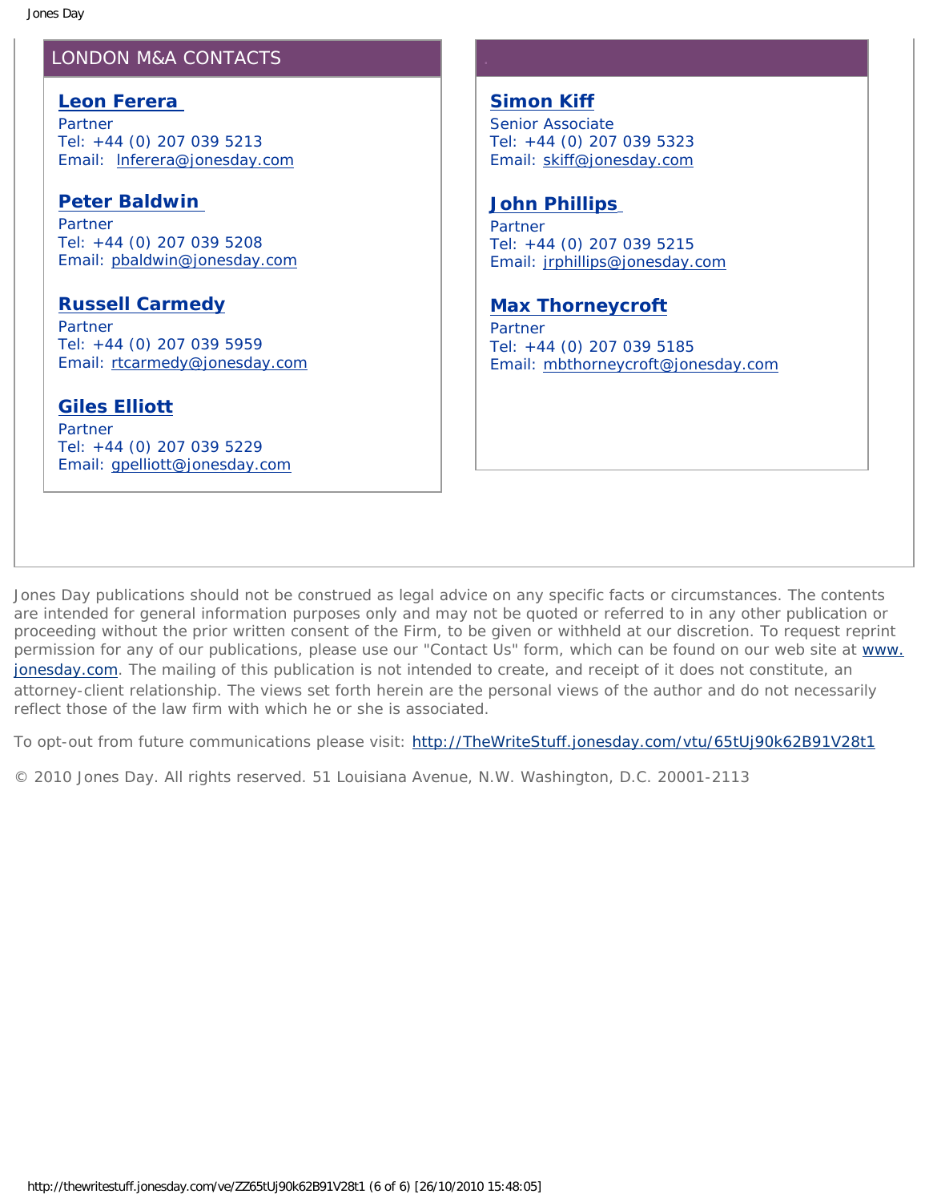## LONDON M&A CONTACTS

**Leon Ferera**
Partner
Tel: +44 (0) 207 039 5213
Email: lnferera@jonesday.com

**Peter Baldwin**
Partner
Tel: +44 (0) 207 039 5208
Email: pbaldwin@jonesday.com

**Russell Carmedy**
Partner
Tel: +44 (0) 207 039 5959
Email: rtcarmedy@jonesday.com

**Giles Elliott**
Partner
Tel: +44 (0) 207 039 5229
Email: gpelliott@jonesday.com

**Simon Kiff**
Senior Associate
Tel: +44 (0) 207 039 5323
Email: skiff@jonesday.com

**John Phillips**
Partner
Tel: +44 (0) 207 039 5215
Email: jrphillips@jonesday.com

**Max Thorneycroft**
Partner
Tel: +44 (0) 207 039 5185
Email: mbthorneycroft@jonesday.com

Jones Day publications should not be construed as legal advice on any specific facts or circumstances. The contents are intended for general information purposes only and may not be quoted or referred to in any other publication or proceeding without the prior written consent of the Firm, to be given or withheld at our discretion. To request reprint permission for any of our publications, please use our "Contact Us" form, which can be found on our web site at www.jonesday.com. The mailing of this publication is not intended to create, and receipt of it does not constitute, an attorney-client relationship. The views set forth herein are the personal views of the author and do not necessarily reflect those of the law firm with which he or she is associated.

To opt-out from future communications please visit: http://TheWriteStuff.jonesday.com/vtu/65tUj90k62B91V28t1

© 2010 Jones Day. All rights reserved. 51 Louisiana Avenue, N.W. Washington, D.C. 20001-2113